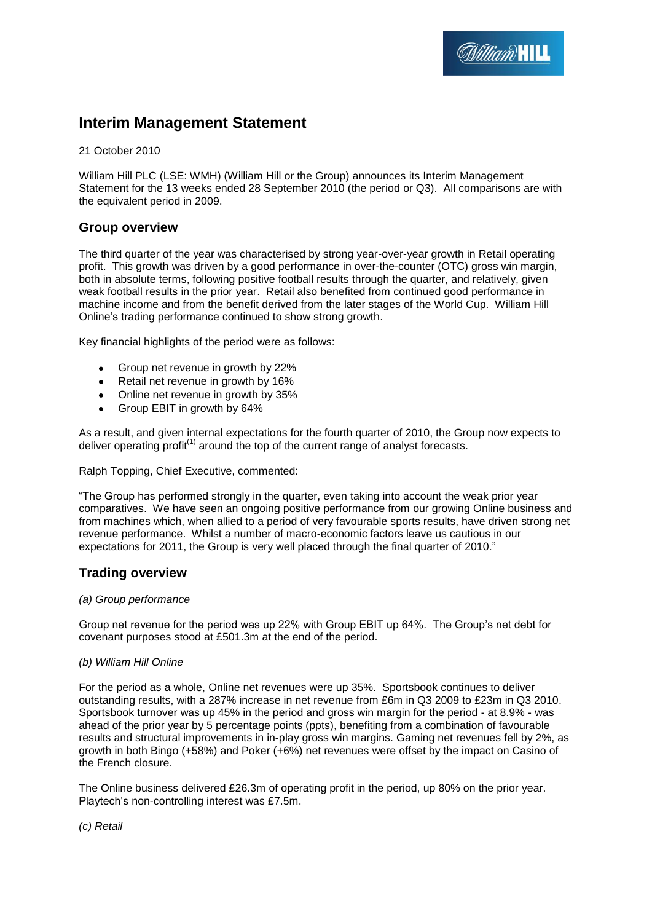# Interim Management Statement

21 October 2010

William Hill PLC (LSE: WMH) (William Hill or the Group) announces its Interim Management Statement for the 13 weeks ended 28 September 2010 (the period or Q3). All comparisons are with the equivalent period in 2009.

## Group overview

The third quarter of the year was characterised by strong year-over-year growth in Retail operating profit. This growth was driven by a good performance in over-the-counter (OTC) gross win margin, both in absolute terms, following positive football results through the quarter, and relatively, given weak football results in the prior year. Retail also benefited from continued good performance in machine income and from the benefit derived from the later stages of the World Cup. William Hill Online's trading performance continued to show strong growth.

Key financial highlights of the period were as follows:

- Group net revenue in growth by 22%
- Retail net revenue in growth by 16%
- Online net revenue in growth by 35%
- Group EBIT in growth by 64%

As a result, and given internal expectations for the fourth quarter of 2010, the Group now expects to deliver operating profit[(1)] around the top of the current range of analyst forecasts.

Ralph Topping, Chief Executive, commented:

"The Group has performed strongly in the quarter, even taking into account the weak prior year comparatives. We have seen an ongoing positive performance from our growing Online business and from machines which, when allied to a period of very favourable sports results, have driven strong net revenue performance. Whilst a number of macro-economic factors leave us cautious in our expectations for 2011, the Group is very well placed through the final quarter of 2010."

## Trading overview

*(a) Group performance*

Group net revenue for the period was up 22% with Group EBIT up 64%. The Group's net debt for covenant purposes stood at £501.3m at the end of the period.

*(b) William Hill Online*

For the period as a whole, Online net revenues were up 35%. Sportsbook continues to deliver outstanding results, with a 287% increase in net revenue from £6m in Q3 2009 to £23m in Q3 2010. Sportsbook turnover was up 45% in the period and gross win margin for the period - at 8.9% - was ahead of the prior year by 5 percentage points (ppts), benefiting from a combination of favourable results and structural improvements in in-play gross win margins. Gaming net revenues fell by 2%, as growth in both Bingo (+58%) and Poker (+6%) net revenues were offset by the impact on Casino of the French closure.

The Online business delivered £26.3m of operating profit in the period, up 80% on the prior year. Playtech's non-controlling interest was £7.5m.

*(c) Retail*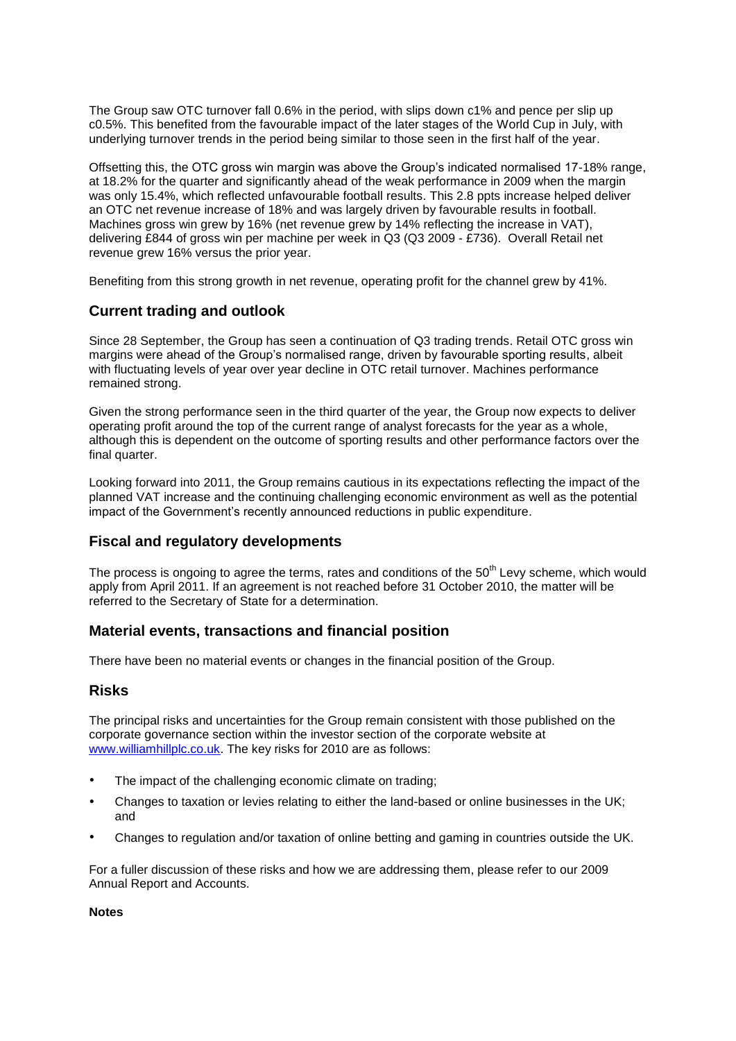The Group saw OTC turnover fall 0.6% in the period, with slips down c1% and pence per slip up c0.5%. This benefited from the favourable impact of the later stages of the World Cup in July, with underlying turnover trends in the period being similar to those seen in the first half of the year.

Offsetting this, the OTC gross win margin was above the Group's indicated normalised 17-18% range, at 18.2% for the quarter and significantly ahead of the weak performance in 2009 when the margin was only 15.4%, which reflected unfavourable football results. This 2.8 ppts increase helped deliver an OTC net revenue increase of 18% and was largely driven by favourable results in football. Machines gross win grew by 16% (net revenue grew by 14% reflecting the increase in VAT), delivering £844 of gross win per machine per week in Q3 (Q3 2009 - £736). Overall Retail net revenue grew 16% versus the prior year.

Benefiting from this strong growth in net revenue, operating profit for the channel grew by 41%.

## Current trading and outlook

Since 28 September, the Group has seen a continuation of Q3 trading trends. Retail OTC gross win margins were ahead of the Group's normalised range, driven by favourable sporting results, albeit with fluctuating levels of year over year decline in OTC retail turnover. Machines performance remained strong.

Given the strong performance seen in the third quarter of the year, the Group now expects to deliver operating profit around the top of the current range of analyst forecasts for the year as a whole, although this is dependent on the outcome of sporting results and other performance factors over the final quarter.

Looking forward into 2011, the Group remains cautious in its expectations reflecting the impact of the planned VAT increase and the continuing challenging economic environment as well as the potential impact of the Government's recently announced reductions in public expenditure.

## Fiscal and regulatory developments

The process is ongoing to agree the terms, rates and conditions of the 50th Levy scheme, which would apply from April 2011. If an agreement is not reached before 31 October 2010, the matter will be referred to the Secretary of State for a determination.

## Material events, transactions and financial position

There have been no material events or changes in the financial position of the Group.

## Risks

The principal risks and uncertainties for the Group remain consistent with those published on the corporate governance section within the investor section of the corporate website at www.williamhillplc.co.uk. The key risks for 2010 are as follows:

- The impact of the challenging economic climate on trading;
- Changes to taxation or levies relating to either the land-based or online businesses in the UK; and
- Changes to regulation and/or taxation of online betting and gaming in countries outside the UK.

For a fuller discussion of these risks and how we are addressing them, please refer to our 2009 Annual Report and Accounts.

**Notes**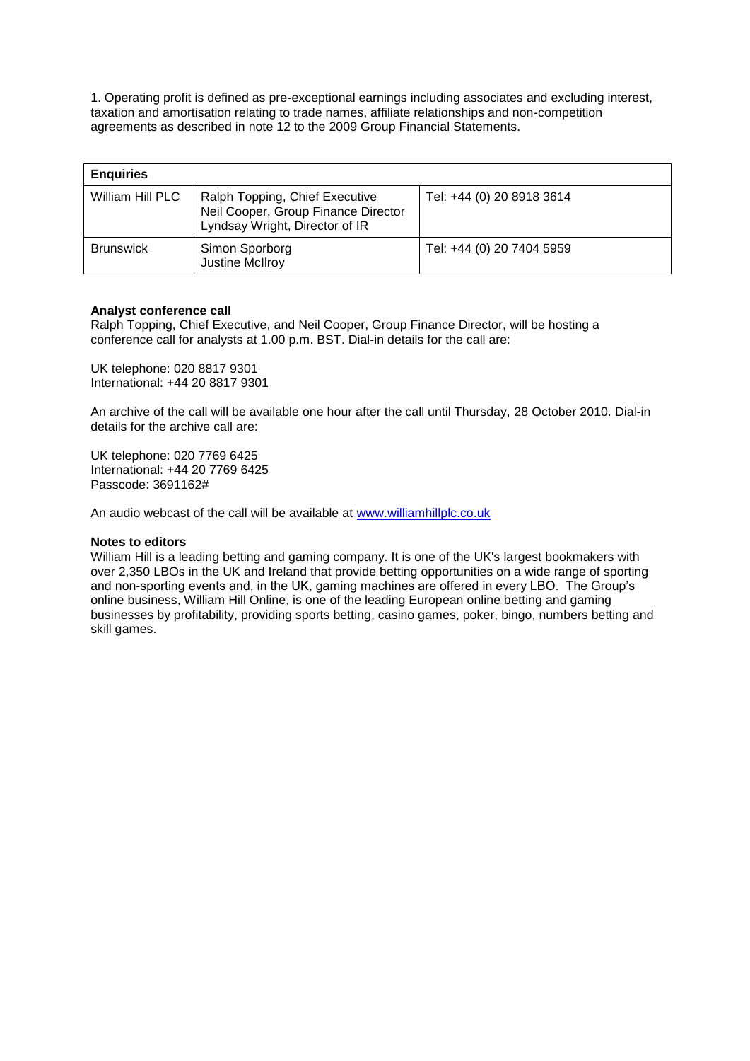1. Operating profit is defined as pre-exceptional earnings including associates and excluding interest, taxation and amortisation relating to trade names, affiliate relationships and non-competition agreements as described in note 12 to the 2009 Group Financial Statements.

| **Enquiries** | | |
|---|---|---|
| William Hill PLC | Ralph Topping, Chief Executive<br>Neil Cooper, Group Finance Director<br>Lyndsay Wright, Director of IR | Tel: +44 (0) 20 8918 3614 |
| Brunswick | Simon Sporborg<br>Justine McIlroy | Tel: +44 (0) 20 7404 5959 |

**Analyst conference call**

Ralph Topping, Chief Executive, and Neil Cooper, Group Finance Director, will be hosting a conference call for analysts at 1.00 p.m. BST. Dial-in details for the call are:

UK telephone: 020 8817 9301
International: +44 20 8817 9301

An archive of the call will be available one hour after the call until Thursday, 28 October 2010. Dial-in details for the archive call are:

UK telephone: 020 7769 6425
International: +44 20 7769 6425
Passcode: 3691162#

An audio webcast of the call will be available at www.williamhillplc.co.uk

**Notes to editors**

William Hill is a leading betting and gaming company. It is one of the UK's largest bookmakers with over 2,350 LBOs in the UK and Ireland that provide betting opportunities on a wide range of sporting and non-sporting events and, in the UK, gaming machines are offered in every LBO. The Group's online business, William Hill Online, is one of the leading European online betting and gaming businesses by profitability, providing sports betting, casino games, poker, bingo, numbers betting and skill games.